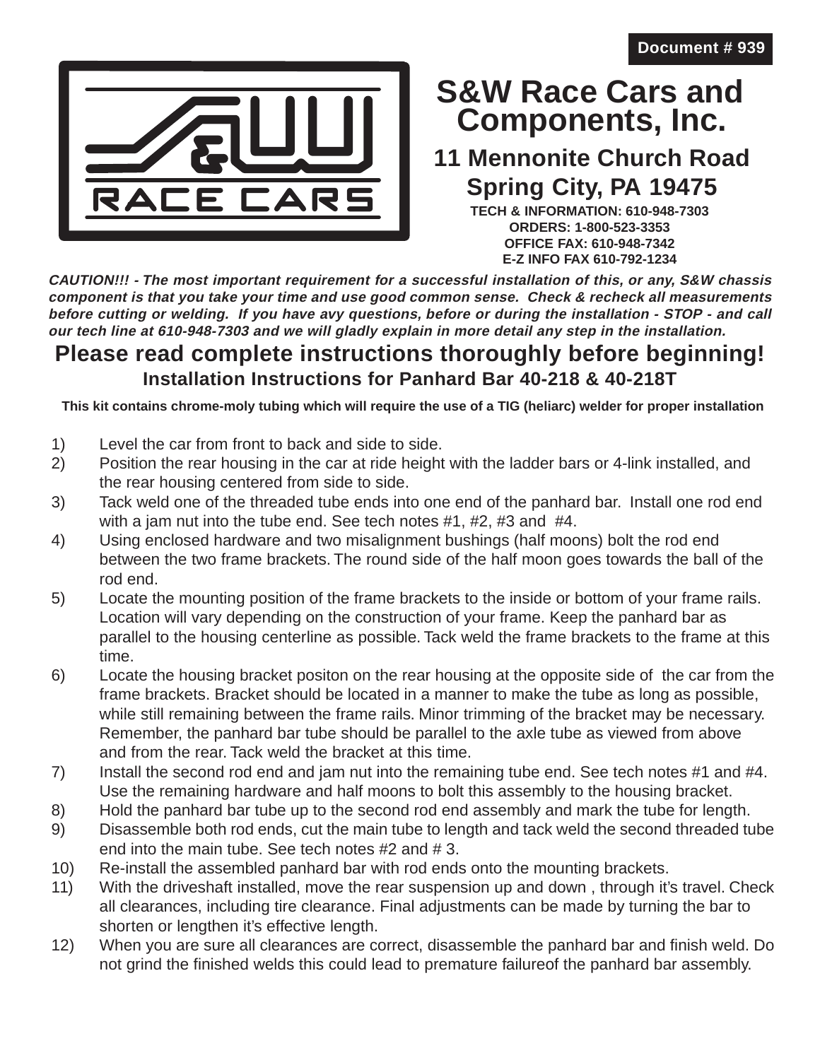Document # 939

# S&W Race Cars and Components, Inc.

## 11 Mennonite Church Road
## Spring City, PA 19475

**TECH & INFORMATION: 610-948-7303**
**ORDERS: 1-800-523-3353**
**OFFICE FAX: 610-948-7342**
**E-Z INFO FAX 610-792-1234**

***CAUTION!!! - The most important requirement for a successful installation of this, or any, S&W chassis component is that you take your time and use good common sense. Check & recheck all measurements before cutting or welding. If you have avy questions, before or during the installation - STOP - and call our tech line at 610-948-7303 and we will gladly explain in more detail any step in the installation.***

# Please read complete instructions thoroughly before beginning!

## Installation Instructions for Panhard Bar 40-218 & 40-218T

**This kit contains chrome-moly tubing which will require the use of a TIG (heliarc) welder for proper installation**

1) Level the car from front to back and side to side.
2) Position the rear housing in the car at ride height with the ladder bars or 4-link installed, and the rear housing centered from side to side.
3) Tack weld one of the threaded tube ends into one end of the panhard bar. Install one rod end with a jam nut into the tube end. See tech notes #1, #2, #3 and #4.
4) Using enclosed hardware and two misalignment bushings (half moons) bolt the rod end between the two frame brackets. The round side of the half moon goes towards the ball of the rod end.
5) Locate the mounting position of the frame brackets to the inside or bottom of your frame rails. Location will vary depending on the construction of your frame. Keep the panhard bar as parallel to the housing centerline as possible. Tack weld the frame brackets to the frame at this time.
6) Locate the housing bracket positon on the rear housing at the opposite side of the car from the frame brackets. Bracket should be located in a manner to make the tube as long as possible, while still remaining between the frame rails. Minor trimming of the bracket may be necessary. Remember, the panhard bar tube should be parallel to the axle tube as viewed from above and from the rear. Tack weld the bracket at this time.
7) Install the second rod end and jam nut into the remaining tube end. See tech notes #1 and #4. Use the remaining hardware and half moons to bolt this assembly to the housing bracket.
8) Hold the panhard bar tube up to the second rod end assembly and mark the tube for length.
9) Disassemble both rod ends, cut the main tube to length and tack weld the second threaded tube end into the main tube. See tech notes #2 and # 3.
10) Re-install the assembled panhard bar with rod ends onto the mounting brackets.
11) With the driveshaft installed, move the rear suspension up and down , through it's travel. Check all clearances, including tire clearance. Final adjustments can be made by turning the bar to shorten or lengthen it's effective length.
12) When you are sure all clearances are correct, disassemble the panhard bar and finish weld. Do not grind the finished welds this could lead to premature failureof the panhard bar assembly.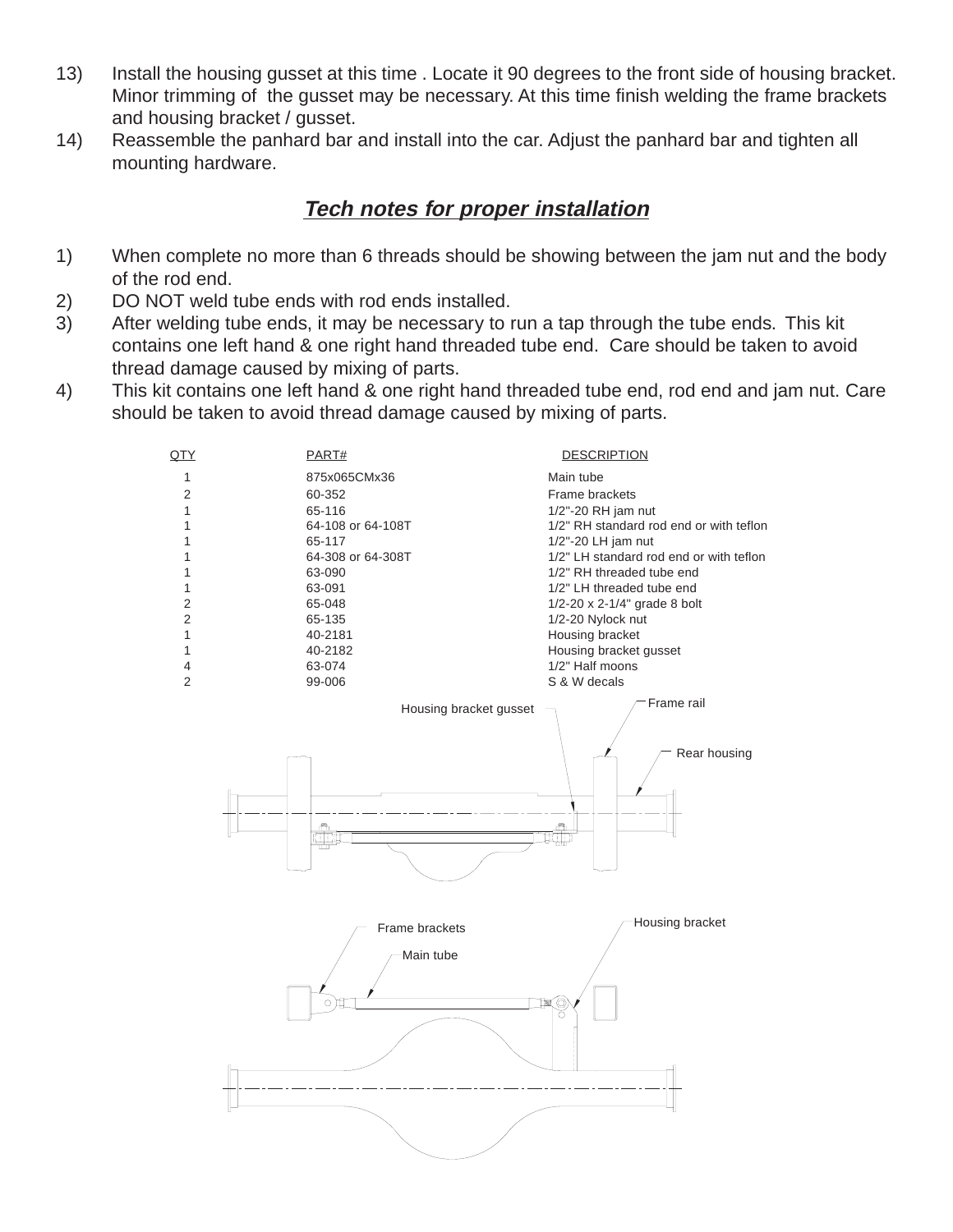13) Install the housing gusset at this time . Locate it 90 degrees to the front side of housing bracket. Minor trimming of the gusset may be necessary. At this time finish welding the frame brackets and housing bracket / gusset.
14) Reassemble the panhard bar and install into the car. Adjust the panhard bar and tighten all mounting hardware.

## ***Tech notes for proper installation***

1) When complete no more than 6 threads should be showing between the jam nut and the body of the rod end.
2) DO NOT weld tube ends with rod ends installed.
3) After welding tube ends, it may be necessary to run a tap through the tube ends. This kit contains one left hand & one right hand threaded tube end. Care should be taken to avoid thread damage caused by mixing of parts.
4) This kit contains one left hand & one right hand threaded tube end, rod end and jam nut. Care should be taken to avoid thread damage caused by mixing of parts.

| QTY | PART# | DESCRIPTION |
|---|---|---|
| 1 | 875x065CMx36 | Main tube |
| 2 | 60-352 | Frame brackets |
| 1 | 65-116 | 1/2"-20 RH jam nut |
| 1 | 64-108 or 64-108T | 1/2" RH standard rod end or with teflon |
| 1 | 65-117 | 1/2"-20 LH jam nut |
| 1 | 64-308 or 64-308T | 1/2" LH standard rod end or with teflon |
| 1 | 63-090 | 1/2" RH threaded tube end |
| 1 | 63-091 | 1/2" LH threaded tube end |
| 2 | 65-048 | 1/2-20 x 2-1/4" grade 8 bolt |
| 2 | 65-135 | 1/2-20 Nylock nut |
| 1 | 40-2181 | Housing bracket |
| 1 | 40-2182 | Housing bracket gusset |
| 4 | 63-074 | 1/2" Half moons |
| 2 | 99-006 | S & W decals |

Housing bracket gusset
Frame rail
Rear housing

Frame brackets
Main tube
Housing bracket